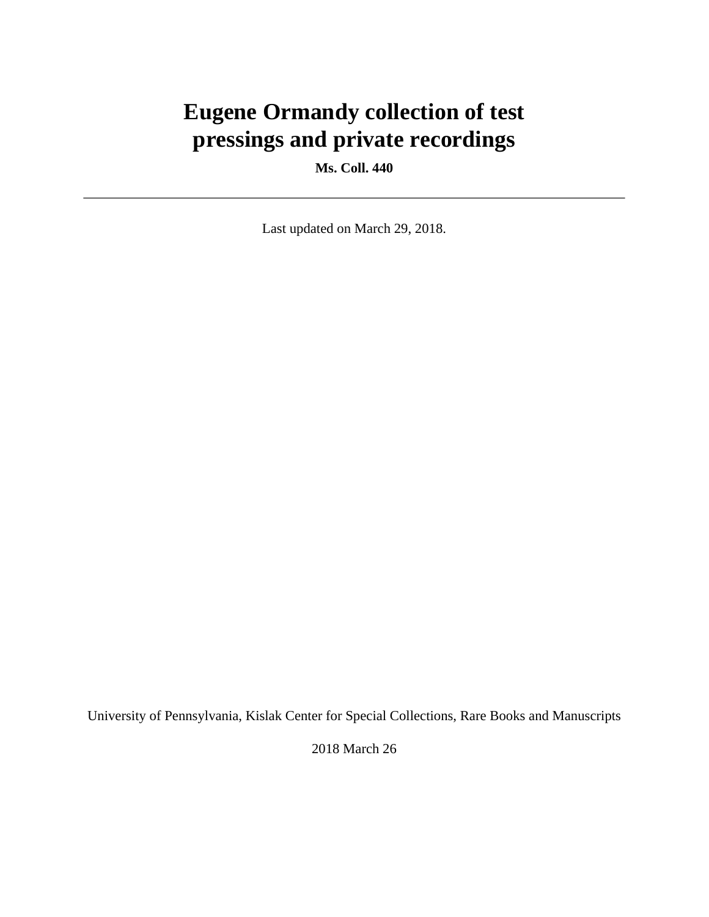# Eugene Ormandy collection of test pressings and private recordings

**Ms. Coll. 440**

---

Last updated on March 29, 2018.

University of Pennsylvania, Kislak Center for Special Collections, Rare Books and Manuscripts

2018 March 26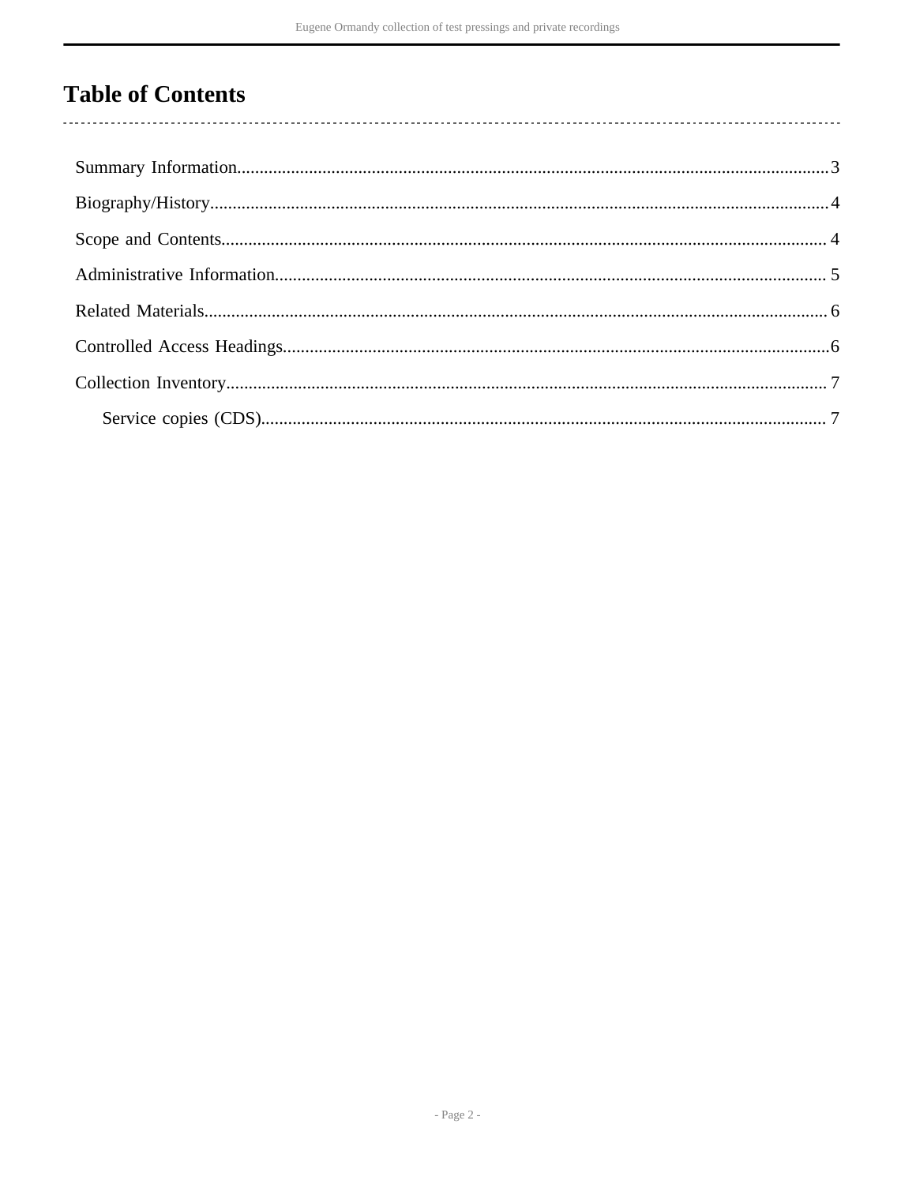# Table of Contents

- Summary Information....................3
- Biography/History....................4
- Scope and Contents....................4
- Administrative Information....................5
- Related Materials....................6
- Controlled Access Headings....................6
- Collection Inventory....................7
  - Service copies (CDS)....................7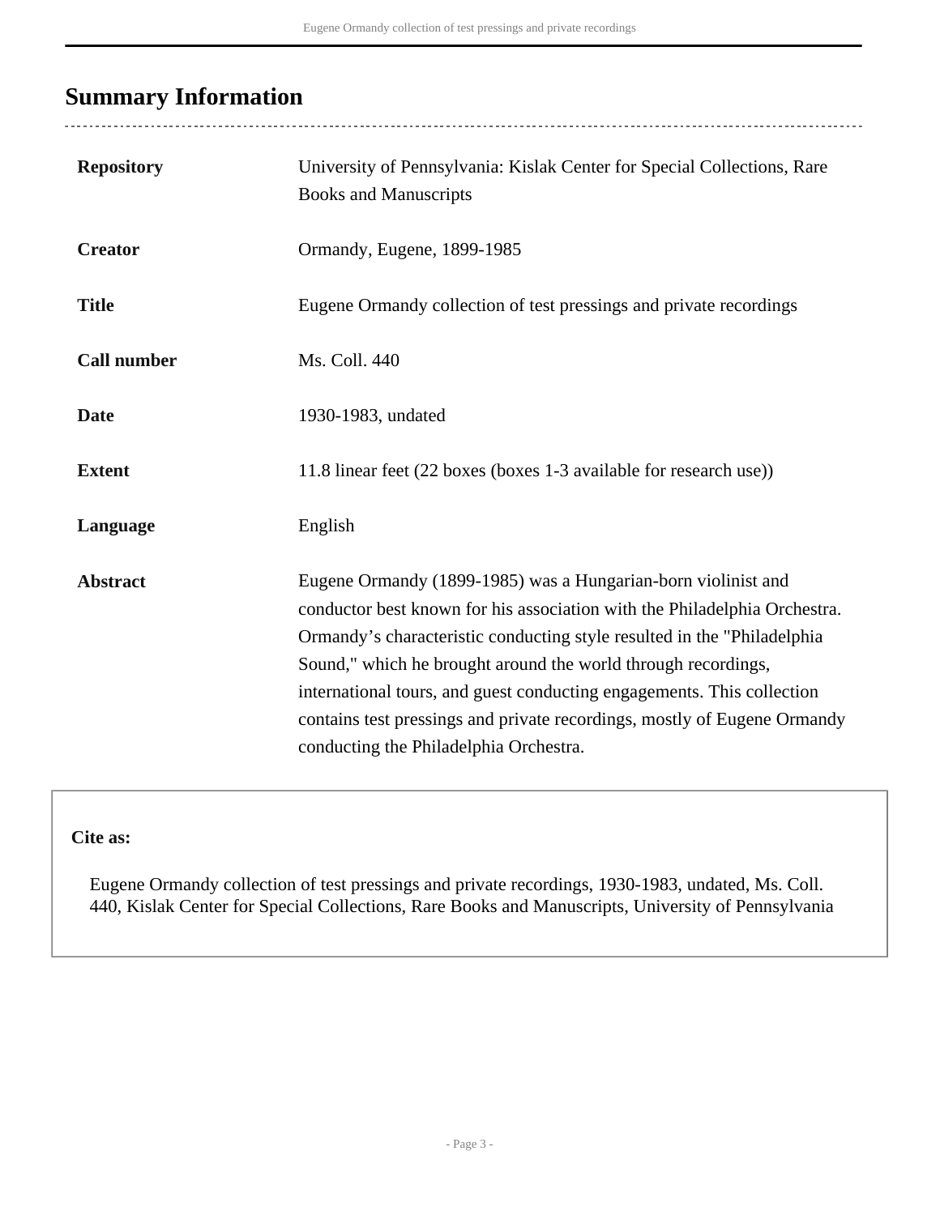## Summary Information

| | |
|---|---|
| **Repository** | University of Pennsylvania: Kislak Center for Special Collections, Rare Books and Manuscripts |
| **Creator** | Ormandy, Eugene, 1899-1985 |
| **Title** | Eugene Ormandy collection of test pressings and private recordings |
| **Call number** | Ms. Coll. 440 |
| **Date** | 1930-1983, undated |
| **Extent** | 11.8 linear feet (22 boxes (boxes 1-3 available for research use)) |
| **Language** | English |
| **Abstract** | Eugene Ormandy (1899-1985) was a Hungarian-born violinist and conductor best known for his association with the Philadelphia Orchestra. Ormandy's characteristic conducting style resulted in the "Philadelphia Sound," which he brought around the world through recordings, international tours, and guest conducting engagements. This collection contains test pressings and private recordings, mostly of Eugene Ormandy conducting the Philadelphia Orchestra. |

**Cite as:**

Eugene Ormandy collection of test pressings and private recordings, 1930-1983, undated, Ms. Coll. 440, Kislak Center for Special Collections, Rare Books and Manuscripts, University of Pennsylvania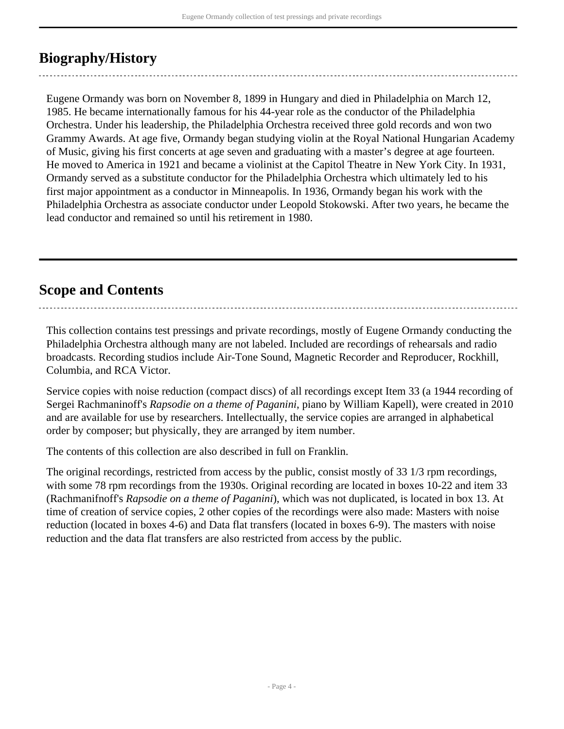## Biography/History

Eugene Ormandy was born on November 8, 1899 in Hungary and died in Philadelphia on March 12, 1985. He became internationally famous for his 44-year role as the conductor of the Philadelphia Orchestra. Under his leadership, the Philadelphia Orchestra received three gold records and won two Grammy Awards. At age five, Ormandy began studying violin at the Royal National Hungarian Academy of Music, giving his first concerts at age seven and graduating with a master's degree at age fourteen. He moved to America in 1921 and became a violinist at the Capitol Theatre in New York City. In 1931, Ormandy served as a substitute conductor for the Philadelphia Orchestra which ultimately led to his first major appointment as a conductor in Minneapolis. In 1936, Ormandy began his work with the Philadelphia Orchestra as associate conductor under Leopold Stokowski. After two years, he became the lead conductor and remained so until his retirement in 1980.

## Scope and Contents

This collection contains test pressings and private recordings, mostly of Eugene Ormandy conducting the Philadelphia Orchestra although many are not labeled. Included are recordings of rehearsals and radio broadcasts. Recording studios include Air-Tone Sound, Magnetic Recorder and Reproducer, Rockhill, Columbia, and RCA Victor.

Service copies with noise reduction (compact discs) of all recordings except Item 33 (a 1944 recording of Sergei Rachmaninoff's *Rapsodie on a theme of Paganini*, piano by William Kapell), were created in 2010 and are available for use by researchers. Intellectually, the service copies are arranged in alphabetical order by composer; but physically, they are arranged by item number.

The contents of this collection are also described in full on Franklin.

The original recordings, restricted from access by the public, consist mostly of 33 1/3 rpm recordings, with some 78 rpm recordings from the 1930s. Original recording are located in boxes 10-22 and item 33 (Rachmanifnoff's *Rapsodie on a theme of Paganini*), which was not duplicated, is located in box 13. At time of creation of service copies, 2 other copies of the recordings were also made: Masters with noise reduction (located in boxes 4-6) and Data flat transfers (located in boxes 6-9). The masters with noise reduction and the data flat transfers are also restricted from access by the public.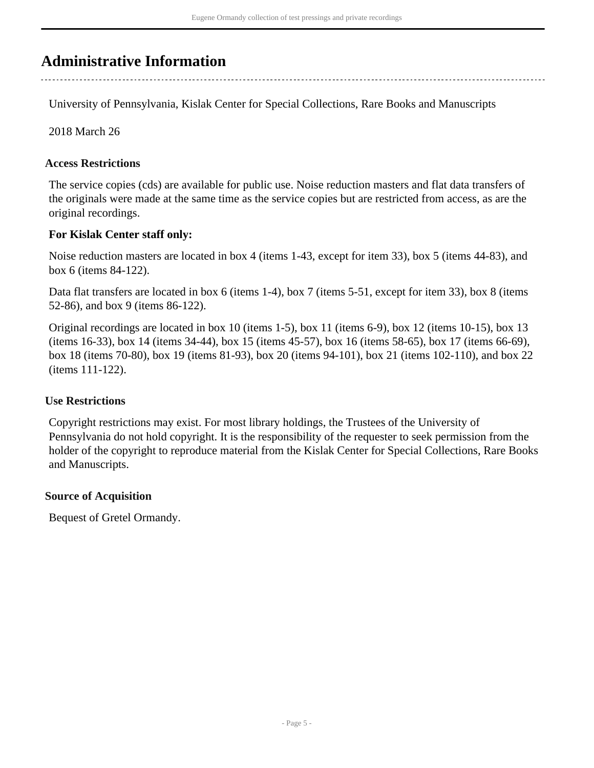## Administrative Information

University of Pennsylvania, Kislak Center for Special Collections, Rare Books and Manuscripts

2018 March 26

### Access Restrictions

The service copies (cds) are available for public use. Noise reduction masters and flat data transfers of the originals were made at the same time as the service copies but are restricted from access, as are the original recordings.

**For Kislak Center staff only:**

Noise reduction masters are located in box 4 (items 1-43, except for item 33), box 5 (items 44-83), and box 6 (items 84-122).

Data flat transfers are located in box 6 (items 1-4), box 7 (items 5-51, except for item 33), box 8 (items 52-86), and box 9 (items 86-122).

Original recordings are located in box 10 (items 1-5), box 11 (items 6-9), box 12 (items 10-15), box 13 (items 16-33), box 14 (items 34-44), box 15 (items 45-57), box 16 (items 58-65), box 17 (items 66-69), box 18 (items 70-80), box 19 (items 81-93), box 20 (items 94-101), box 21 (items 102-110), and box 22 (items 111-122).

### Use Restrictions

Copyright restrictions may exist. For most library holdings, the Trustees of the University of Pennsylvania do not hold copyright. It is the responsibility of the requester to seek permission from the holder of the copyright to reproduce material from the Kislak Center for Special Collections, Rare Books and Manuscripts.

### Source of Acquisition

Bequest of Gretel Ormandy.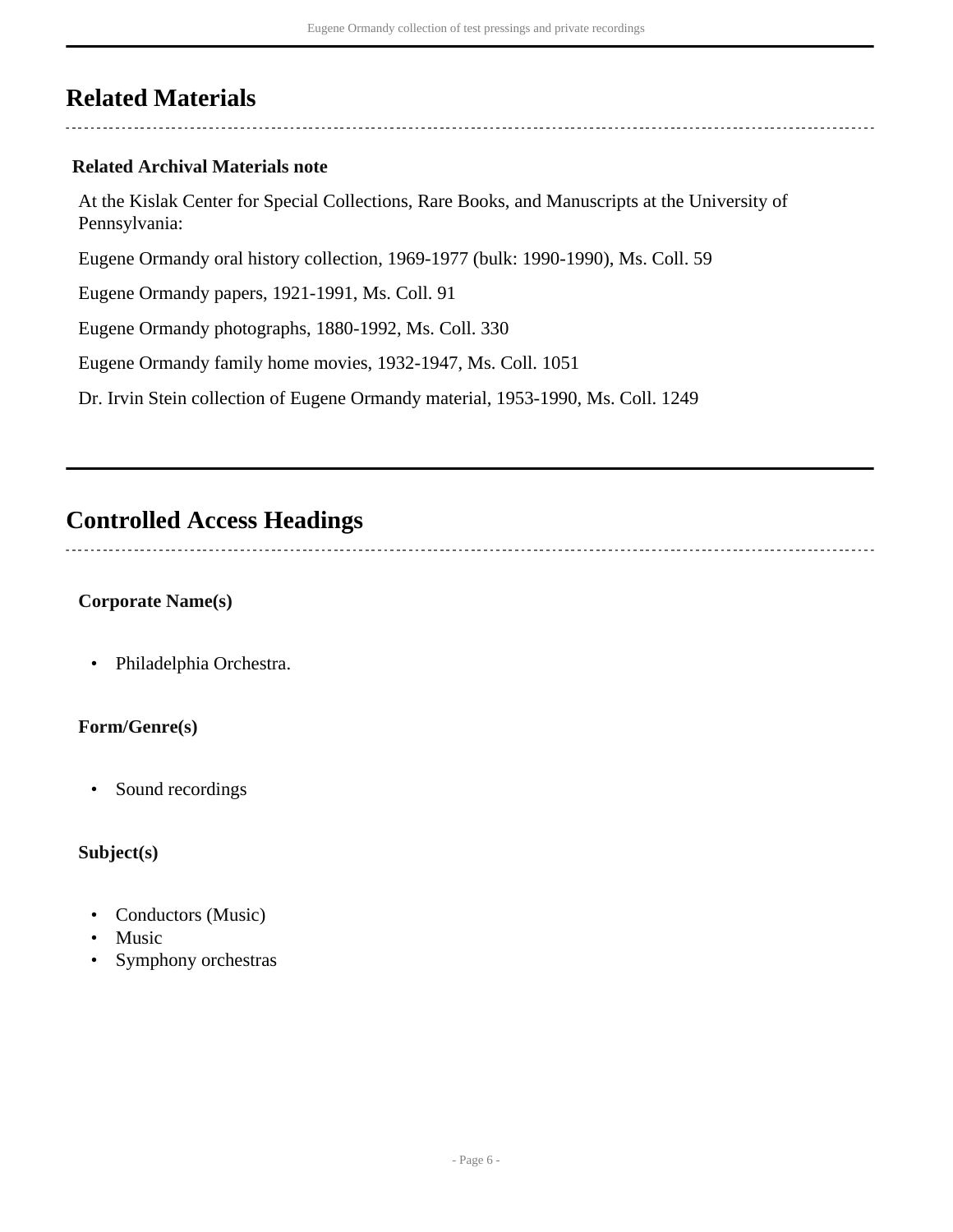## Related Materials

**Related Archival Materials note**

At the Kislak Center for Special Collections, Rare Books, and Manuscripts at the University of Pennsylvania:

Eugene Ormandy oral history collection, 1969-1977 (bulk: 1990-1990), Ms. Coll. 59

Eugene Ormandy papers, 1921-1991, Ms. Coll. 91

Eugene Ormandy photographs, 1880-1992, Ms. Coll. 330

Eugene Ormandy family home movies, 1932-1947, Ms. Coll. 1051

Dr. Irvin Stein collection of Eugene Ormandy material, 1953-1990, Ms. Coll. 1249

## Controlled Access Headings

**Corporate Name(s)**

- Philadelphia Orchestra.

**Form/Genre(s)**

- Sound recordings

**Subject(s)**

- Conductors (Music)
- Music
- Symphony orchestras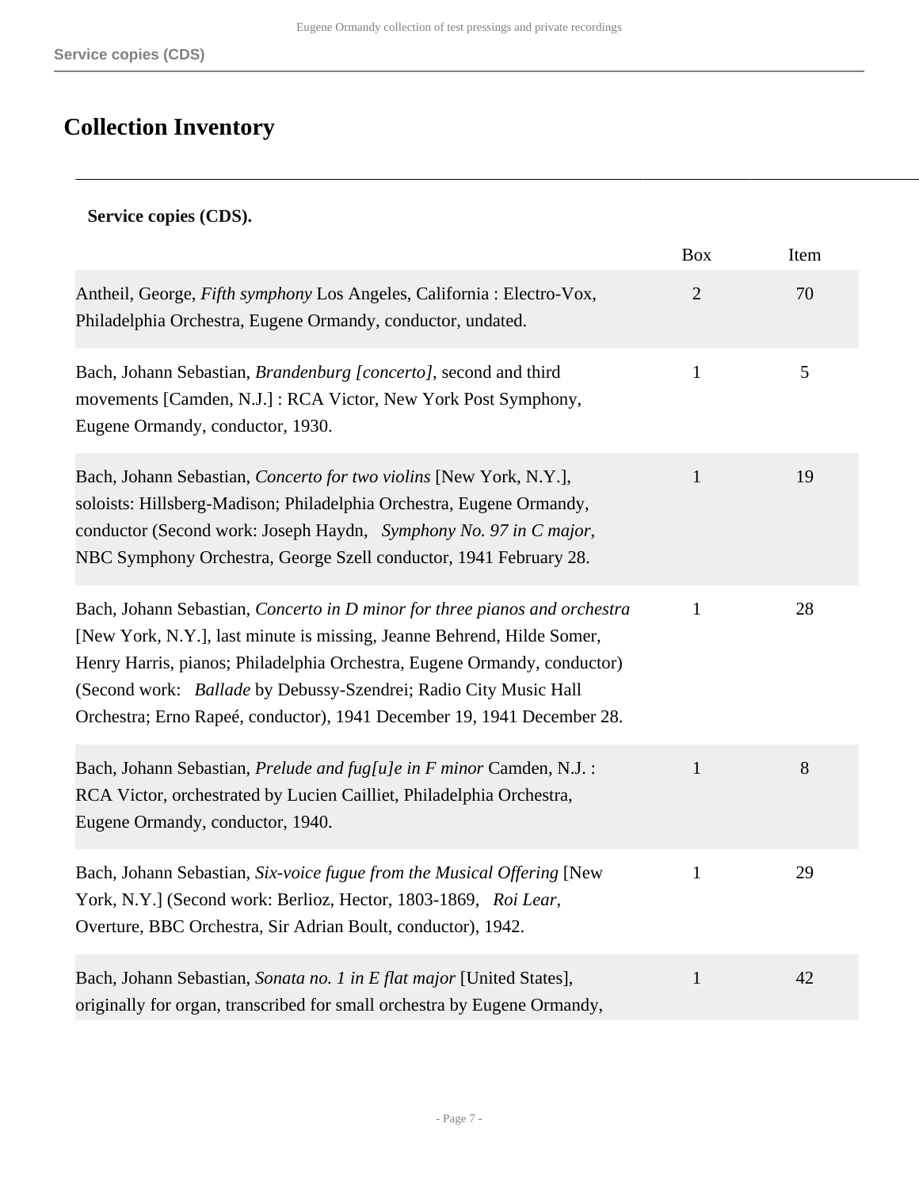## Collection Inventory

**Service copies (CDS).**

| | Box | Item |
|---|---|---|
| Antheil, George, *Fifth symphony* Los Angeles, California : Electro-Vox, Philadelphia Orchestra, Eugene Ormandy, conductor, undated. | 2 | 70 |
| Bach, Johann Sebastian, *Brandenburg [concerto]*, second and third movements [Camden, N.J.] : RCA Victor, New York Post Symphony, Eugene Ormandy, conductor, 1930. | 1 | 5 |
| Bach, Johann Sebastian, *Concerto for two violins* [New York, N.Y.], soloists: Hillsberg-Madison; Philadelphia Orchestra, Eugene Ormandy, conductor (Second work: Joseph Haydn, *Symphony No. 97 in C major*, NBC Symphony Orchestra, George Szell conductor, 1941 February 28. | 1 | 19 |
| Bach, Johann Sebastian, *Concerto in D minor for three pianos and orchestra* [New York, N.Y.], last minute is missing, Jeanne Behrend, Hilde Somer, Henry Harris, pianos; Philadelphia Orchestra, Eugene Ormandy, conductor) (Second work: *Ballade* by Debussy-Szendrei; Radio City Music Hall Orchestra; Erno Rapeé, conductor), 1941 December 19, 1941 December 28. | 1 | 28 |
| Bach, Johann Sebastian, *Prelude and fug[u]e in F minor* Camden, N.J. : RCA Victor, orchestrated by Lucien Cailliet, Philadelphia Orchestra, Eugene Ormandy, conductor, 1940. | 1 | 8 |
| Bach, Johann Sebastian, *Six-voice fugue from the Musical Offering* [New York, N.Y.] (Second work: Berlioz, Hector, 1803-1869, *Roi Lear*, Overture, BBC Orchestra, Sir Adrian Boult, conductor), 1942. | 1 | 29 |
| Bach, Johann Sebastian, *Sonata no. 1 in E flat major* [United States], originally for organ, transcribed for small orchestra by Eugene Ormandy, | 1 | 42 |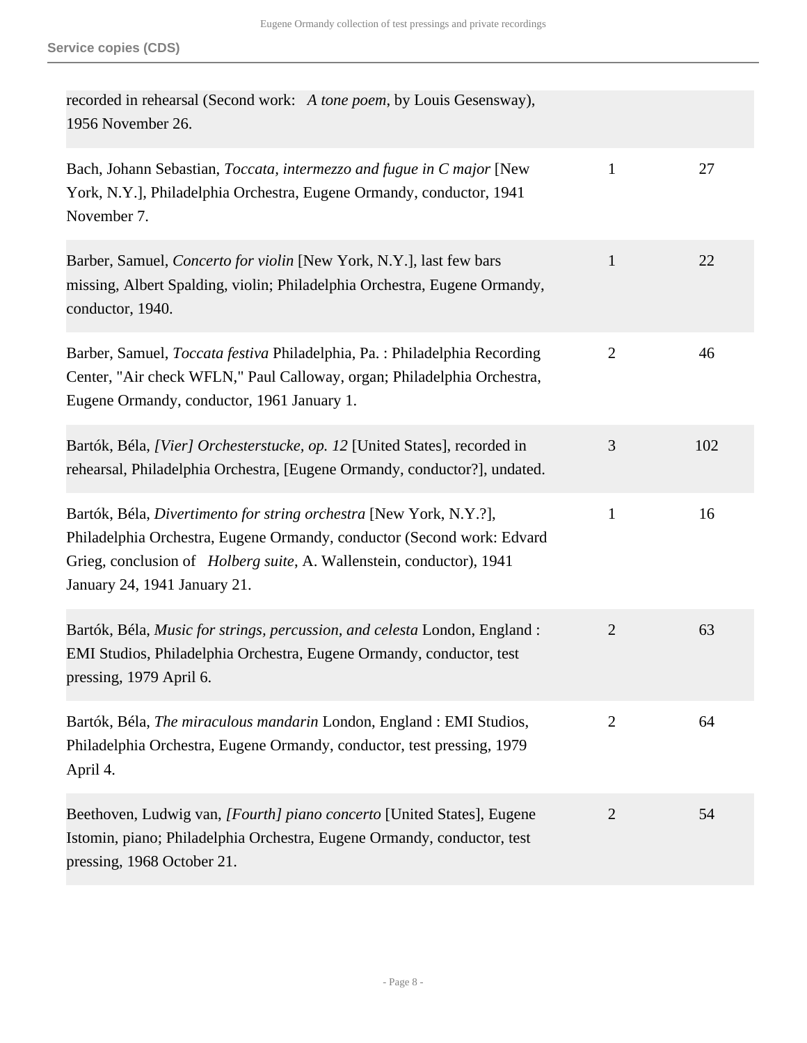## Service copies (CDS)

| | | |
|---|---|---|
| recorded in rehearsal (Second work: *A tone poem*, by Louis Gesensway), 1956 November 26. | | |
| Bach, Johann Sebastian, *Toccata, intermezzo and fugue in C major* [New York, N.Y.], Philadelphia Orchestra, Eugene Ormandy, conductor, 1941 November 7. | 1 | 27 |
| Barber, Samuel, *Concerto for violin* [New York, N.Y.], last few bars missing, Albert Spalding, violin; Philadelphia Orchestra, Eugene Ormandy, conductor, 1940. | 1 | 22 |
| Barber, Samuel, *Toccata festiva* Philadelphia, Pa. : Philadelphia Recording Center, "Air check WFLN," Paul Calloway, organ; Philadelphia Orchestra, Eugene Ormandy, conductor, 1961 January 1. | 2 | 46 |
| Bartók, Béla, *[Vier] Orchesterstucke, op. 12* [United States], recorded in rehearsal, Philadelphia Orchestra, [Eugene Ormandy, conductor?], undated. | 3 | 102 |
| Bartók, Béla, *Divertimento for string orchestra* [New York, N.Y.?], Philadelphia Orchestra, Eugene Ormandy, conductor (Second work: Edvard Grieg, conclusion of *Holberg suite*, A. Wallenstein, conductor), 1941 January 24, 1941 January 21. | 1 | 16 |
| Bartók, Béla, *Music for strings, percussion, and celesta* London, England : EMI Studios, Philadelphia Orchestra, Eugene Ormandy, conductor, test pressing, 1979 April 6. | 2 | 63 |
| Bartók, Béla, *The miraculous mandarin* London, England : EMI Studios, Philadelphia Orchestra, Eugene Ormandy, conductor, test pressing, 1979 April 4. | 2 | 64 |
| Beethoven, Ludwig van, *[Fourth] piano concerto* [United States], Eugene Istomin, piano; Philadelphia Orchestra, Eugene Ormandy, conductor, test pressing, 1968 October 21. | 2 | 54 |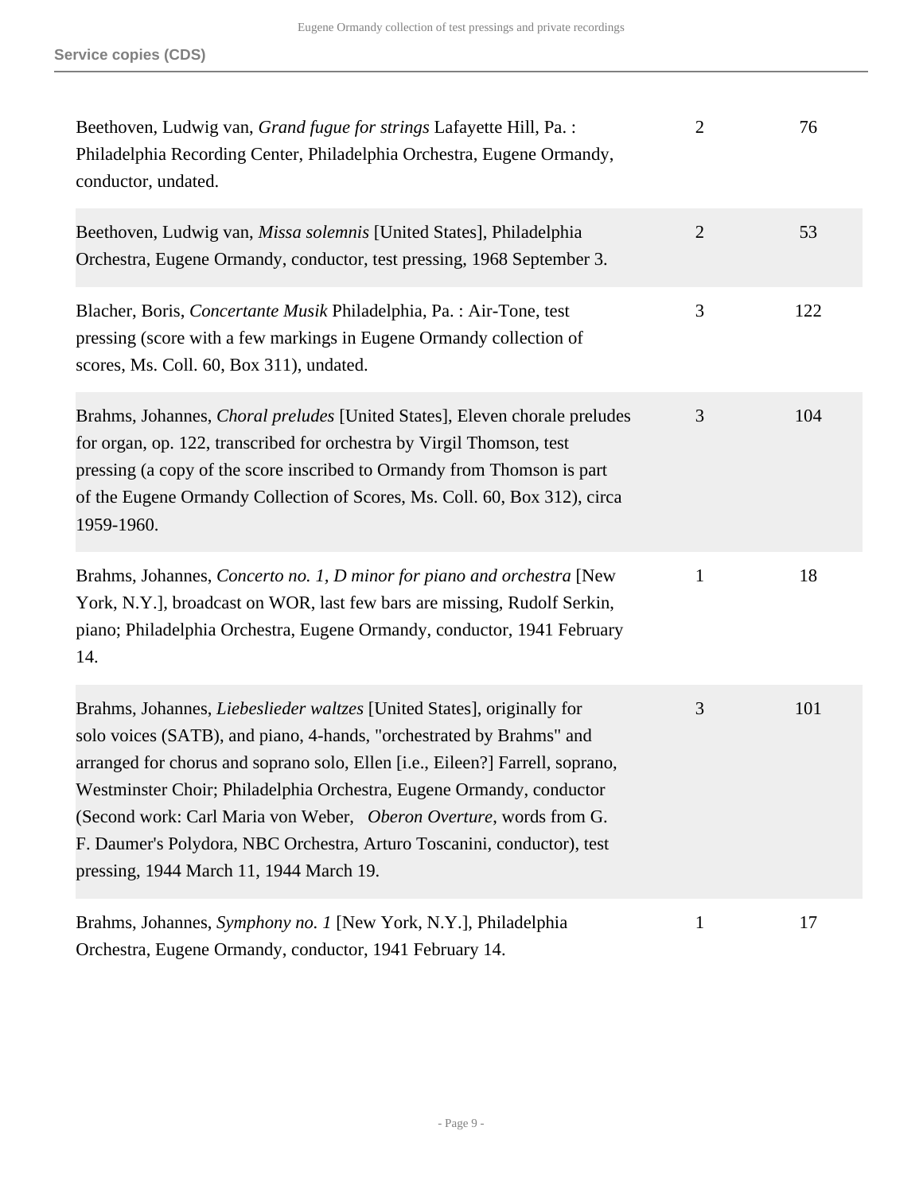Service copies (CDS)

| | | |
|---|---|---|
| Beethoven, Ludwig van, *Grand fugue for strings* Lafayette Hill, Pa. : Philadelphia Recording Center, Philadelphia Orchestra, Eugene Ormandy, conductor, undated. | 2 | 76 |
| Beethoven, Ludwig van, *Missa solemnis* [United States], Philadelphia Orchestra, Eugene Ormandy, conductor, test pressing, 1968 September 3. | 2 | 53 |
| Blacher, Boris, *Concertante Musik* Philadelphia, Pa. : Air-Tone, test pressing (score with a few markings in Eugene Ormandy collection of scores, Ms. Coll. 60, Box 311), undated. | 3 | 122 |
| Brahms, Johannes, *Choral preludes* [United States], Eleven chorale preludes for organ, op. 122, transcribed for orchestra by Virgil Thomson, test pressing (a copy of the score inscribed to Ormandy from Thomson is part of the Eugene Ormandy Collection of Scores, Ms. Coll. 60, Box 312), circa 1959-1960. | 3 | 104 |
| Brahms, Johannes, *Concerto no. 1, D minor for piano and orchestra* [New York, N.Y.], broadcast on WOR, last few bars are missing, Rudolf Serkin, piano; Philadelphia Orchestra, Eugene Ormandy, conductor, 1941 February 14. | 1 | 18 |
| Brahms, Johannes, *Liebeslieder waltzes* [United States], originally for solo voices (SATB), and piano, 4-hands, "orchestrated by Brahms" and arranged for chorus and soprano solo, Ellen [i.e., Eileen?] Farrell, soprano, Westminster Choir; Philadelphia Orchestra, Eugene Ormandy, conductor (Second work: Carl Maria von Weber, *Oberon Overture*, words from G. F. Daumer's Polydora, NBC Orchestra, Arturo Toscanini, conductor), test pressing, 1944 March 11, 1944 March 19. | 3 | 101 |
| Brahms, Johannes, *Symphony no. 1* [New York, N.Y.], Philadelphia Orchestra, Eugene Ormandy, conductor, 1941 February 14. | 1 | 17 |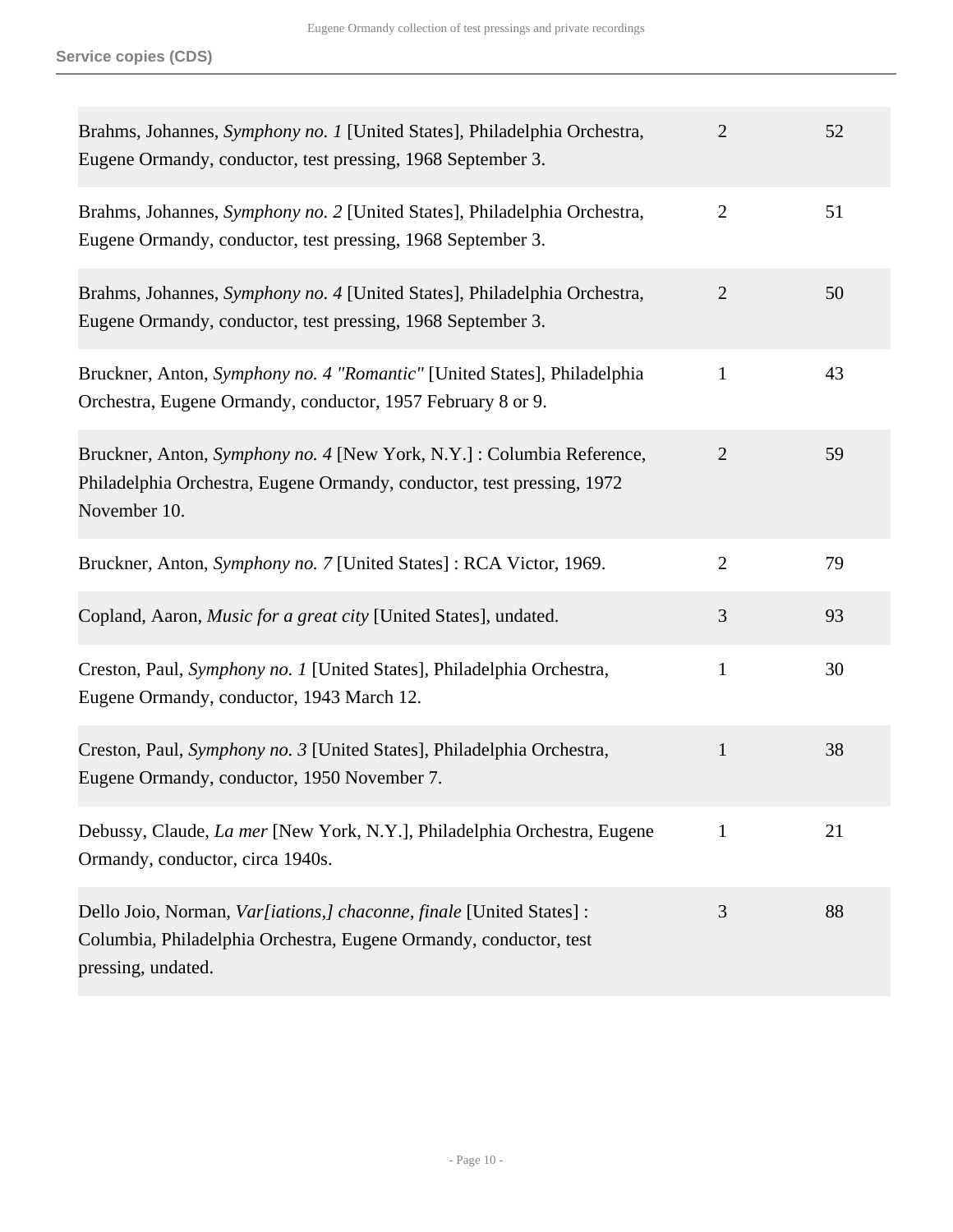| Description | Box | Folder |
| --- | --- | --- |
| Brahms, Johannes, *Symphony no. 1* [United States], Philadelphia Orchestra, Eugene Ormandy, conductor, test pressing, 1968 September 3. | 2 | 52 |
| Brahms, Johannes, *Symphony no. 2* [United States], Philadelphia Orchestra, Eugene Ormandy, conductor, test pressing, 1968 September 3. | 2 | 51 |
| Brahms, Johannes, *Symphony no. 4* [United States], Philadelphia Orchestra, Eugene Ormandy, conductor, test pressing, 1968 September 3. | 2 | 50 |
| Bruckner, Anton, *Symphony no. 4 "Romantic"* [United States], Philadelphia Orchestra, Eugene Ormandy, conductor, 1957 February 8 or 9. | 1 | 43 |
| Bruckner, Anton, *Symphony no. 4* [New York, N.Y.] : Columbia Reference, Philadelphia Orchestra, Eugene Ormandy, conductor, test pressing, 1972 November 10. | 2 | 59 |
| Bruckner, Anton, *Symphony no. 7* [United States] : RCA Victor, 1969. | 2 | 79 |
| Copland, Aaron, *Music for a great city* [United States], undated. | 3 | 93 |
| Creston, Paul, *Symphony no. 1* [United States], Philadelphia Orchestra, Eugene Ormandy, conductor, 1943 March 12. | 1 | 30 |
| Creston, Paul, *Symphony no. 3* [United States], Philadelphia Orchestra, Eugene Ormandy, conductor, 1950 November 7. | 1 | 38 |
| Debussy, Claude, *La mer* [New York, N.Y.], Philadelphia Orchestra, Eugene Ormandy, conductor, circa 1940s. | 1 | 21 |
| Dello Joio, Norman, *Var[iations,] chaconne, finale* [United States] : Columbia, Philadelphia Orchestra, Eugene Ormandy, conductor, test pressing, undated. | 3 | 88 |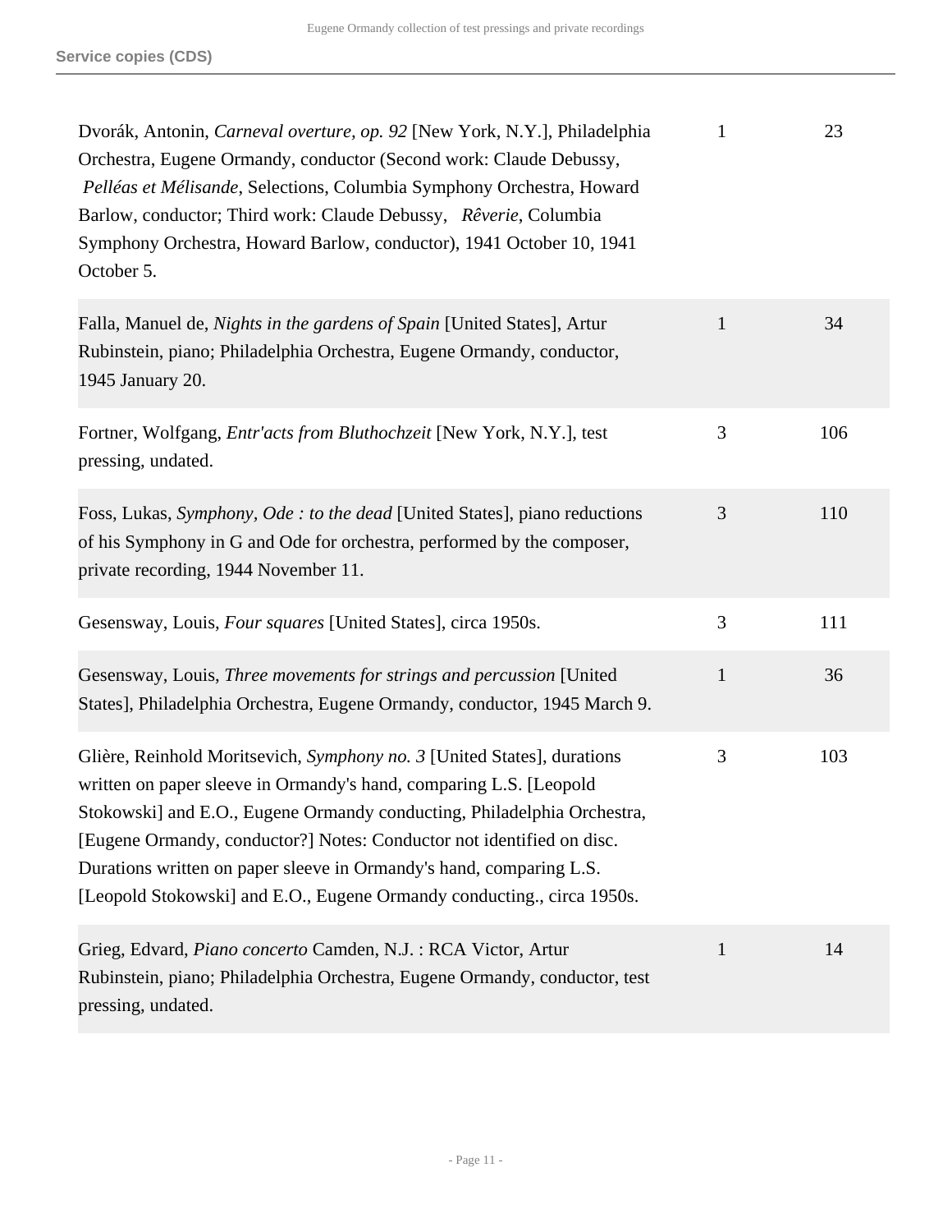**Service copies (CDS)**

| | | |
|---|---|---|
| Dvorák, Antonin, *Carneval overture, op. 92* [New York, N.Y.], Philadelphia Orchestra, Eugene Ormandy, conductor (Second work: Claude Debussy, *Pelléas et Mélisande*, Selections, Columbia Symphony Orchestra, Howard Barlow, conductor; Third work: Claude Debussy, *Rêverie*, Columbia Symphony Orchestra, Howard Barlow, conductor), 1941 October 10, 1941 October 5. | 1 | 23 |
| Falla, Manuel de, *Nights in the gardens of Spain* [United States], Artur Rubinstein, piano; Philadelphia Orchestra, Eugene Ormandy, conductor, 1945 January 20. | 1 | 34 |
| Fortner, Wolfgang, *Entr'acts from Bluthochzeit* [New York, N.Y.], test pressing, undated. | 3 | 106 |
| Foss, Lukas, *Symphony, Ode : to the dead* [United States], piano reductions of his Symphony in G and Ode for orchestra, performed by the composer, private recording, 1944 November 11. | 3 | 110 |
| Gesensway, Louis, *Four squares* [United States], circa 1950s. | 3 | 111 |
| Gesensway, Louis, *Three movements for strings and percussion* [United States], Philadelphia Orchestra, Eugene Ormandy, conductor, 1945 March 9. | 1 | 36 |
| Glière, Reinhold Moritsevich, *Symphony no. 3* [United States], durations written on paper sleeve in Ormandy's hand, comparing L.S. [Leopold Stokowski] and E.O., Eugene Ormandy conducting, Philadelphia Orchestra, [Eugene Ormandy, conductor?] Notes: Conductor not identified on disc. Durations written on paper sleeve in Ormandy's hand, comparing L.S. [Leopold Stokowski] and E.O., Eugene Ormandy conducting., circa 1950s. | 3 | 103 |
| Grieg, Edvard, *Piano concerto* Camden, N.J. : RCA Victor, Artur Rubinstein, piano; Philadelphia Orchestra, Eugene Ormandy, conductor, test pressing, undated. | 1 | 14 |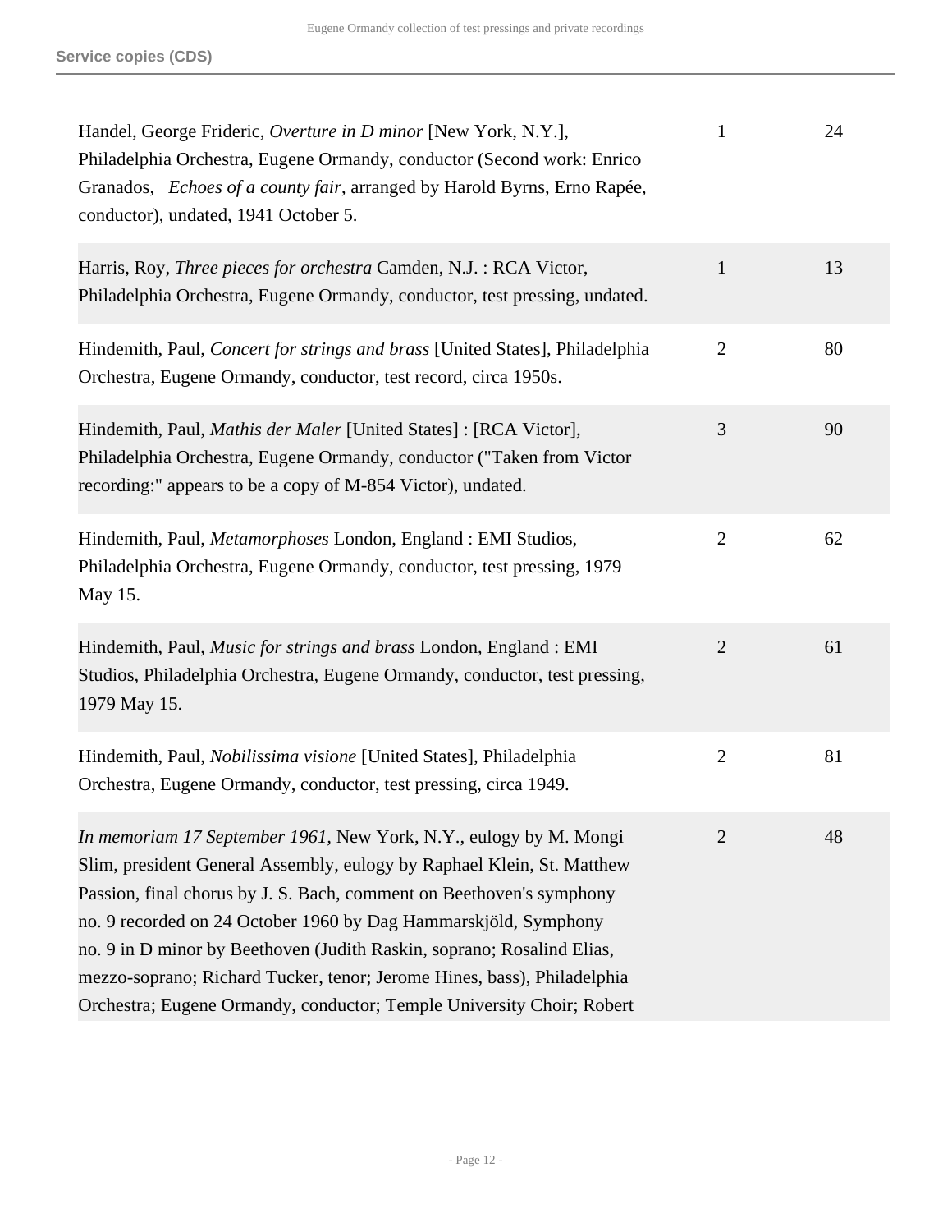**Service copies (CDS)**

| | | |
|---|---|---|
| Handel, George Frideric, *Overture in D minor* [New York, N.Y.], Philadelphia Orchestra, Eugene Ormandy, conductor (Second work: Enrico Granados, *Echoes of a county fair*, arranged by Harold Byrns, Erno Rapée, conductor), undated, 1941 October 5. | 1 | 24 |
| Harris, Roy, *Three pieces for orchestra* Camden, N.J. : RCA Victor, Philadelphia Orchestra, Eugene Ormandy, conductor, test pressing, undated. | 1 | 13 |
| Hindemith, Paul, *Concert for strings and brass* [United States], Philadelphia Orchestra, Eugene Ormandy, conductor, test record, circa 1950s. | 2 | 80 |
| Hindemith, Paul, *Mathis der Maler* [United States] : [RCA Victor], Philadelphia Orchestra, Eugene Ormandy, conductor ("Taken from Victor recording:" appears to be a copy of M-854 Victor), undated. | 3 | 90 |
| Hindemith, Paul, *Metamorphoses* London, England : EMI Studios, Philadelphia Orchestra, Eugene Ormandy, conductor, test pressing, 1979 May 15. | 2 | 62 |
| Hindemith, Paul, *Music for strings and brass* London, England : EMI Studios, Philadelphia Orchestra, Eugene Ormandy, conductor, test pressing, 1979 May 15. | 2 | 61 |
| Hindemith, Paul, *Nobilissima visione* [United States], Philadelphia Orchestra, Eugene Ormandy, conductor, test pressing, circa 1949. | 2 | 81 |
| *In memoriam 17 September 1961*, New York, N.Y., eulogy by M. Mongi Slim, president General Assembly, eulogy by Raphael Klein, St. Matthew Passion, final chorus by J. S. Bach, comment on Beethoven's symphony no. 9 recorded on 24 October 1960 by Dag Hammarskjöld, Symphony no. 9 in D minor by Beethoven (Judith Raskin, soprano; Rosalind Elias, mezzo-soprano; Richard Tucker, tenor; Jerome Hines, bass), Philadelphia Orchestra; Eugene Ormandy, conductor; Temple University Choir; Robert | 2 | 48 |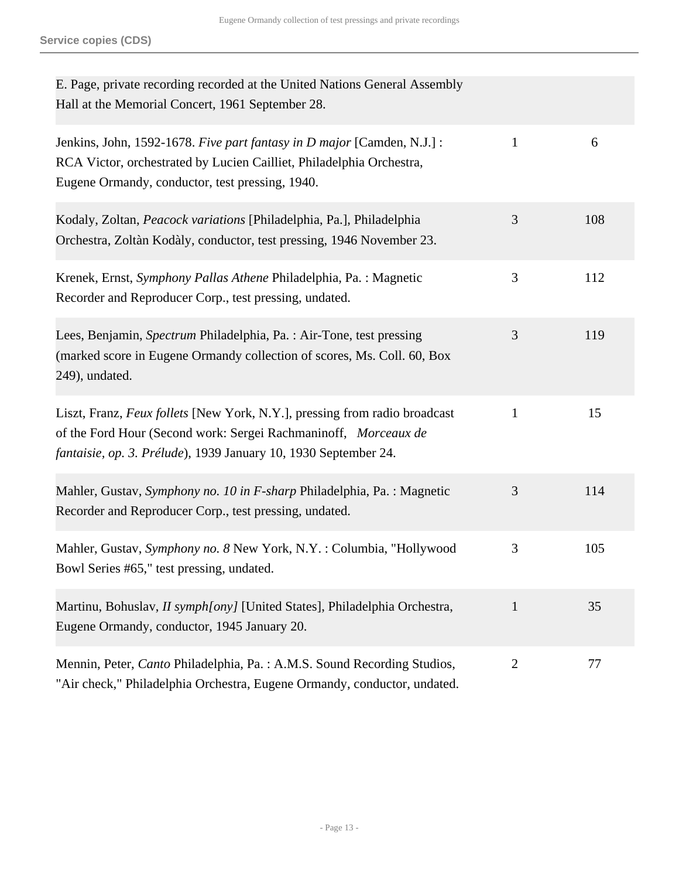| | | |
|---|---|---|
| E. Page, private recording recorded at the United Nations General Assembly Hall at the Memorial Concert, 1961 September 28. | | |
| Jenkins, John, 1592-1678. *Five part fantasy in D major* [Camden, N.J.] : RCA Victor, orchestrated by Lucien Cailliet, Philadelphia Orchestra, Eugene Ormandy, conductor, test pressing, 1940. | 1 | 6 |
| Kodaly, Zoltan, *Peacock variations* [Philadelphia, Pa.], Philadelphia Orchestra, Zoltàn Kodàly, conductor, test pressing, 1946 November 23. | 3 | 108 |
| Krenek, Ernst, *Symphony Pallas Athene* Philadelphia, Pa. : Magnetic Recorder and Reproducer Corp., test pressing, undated. | 3 | 112 |
| Lees, Benjamin, *Spectrum* Philadelphia, Pa. : Air-Tone, test pressing (marked score in Eugene Ormandy collection of scores, Ms. Coll. 60, Box 249), undated. | 3 | 119 |
| Liszt, Franz, *Feux follets* [New York, N.Y.], pressing from radio broadcast of the Ford Hour (Second work: Sergei Rachmaninoff, *Morceaux de fantaisie, op. 3. Prélude*), 1939 January 10, 1930 September 24. | 1 | 15 |
| Mahler, Gustav, *Symphony no. 10 in F-sharp* Philadelphia, Pa. : Magnetic Recorder and Reproducer Corp., test pressing, undated. | 3 | 114 |
| Mahler, Gustav, *Symphony no. 8* New York, N.Y. : Columbia, "Hollywood Bowl Series #65," test pressing, undated. | 3 | 105 |
| Martinu, Bohuslav, *II symph[ony]* [United States], Philadelphia Orchestra, Eugene Ormandy, conductor, 1945 January 20. | 1 | 35 |
| Mennin, Peter, *Canto* Philadelphia, Pa. : A.M.S. Sound Recording Studios, "Air check," Philadelphia Orchestra, Eugene Ormandy, conductor, undated. | 2 | 77 |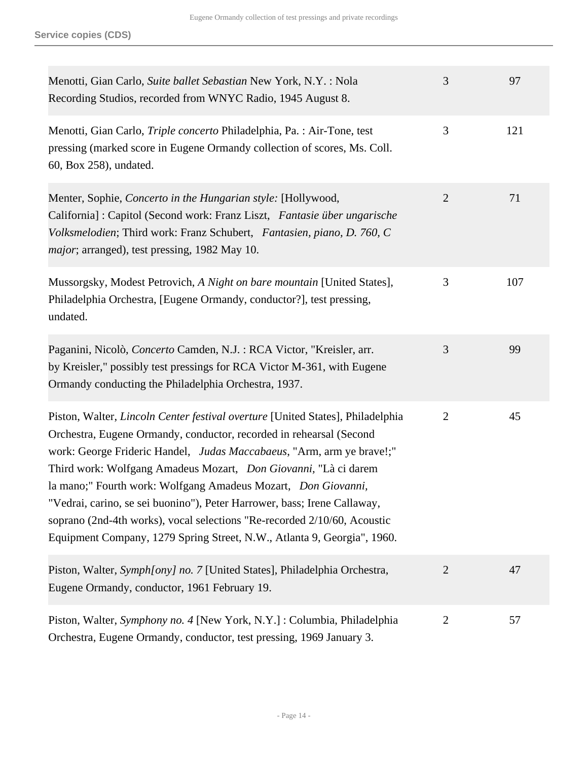## Service copies (CDS)

| | | |
|---|---|---|
| Menotti, Gian Carlo, *Suite ballet Sebastian* New York, N.Y. : Nola Recording Studios, recorded from WNYC Radio, 1945 August 8. | 3 | 97 |
| Menotti, Gian Carlo, *Triple concerto* Philadelphia, Pa. : Air-Tone, test pressing (marked score in Eugene Ormandy collection of scores, Ms. Coll. 60, Box 258), undated. | 3 | 121 |
| Menter, Sophie, *Concerto in the Hungarian style:* [Hollywood, California] : Capitol (Second work: Franz Liszt, *Fantasie über ungarische Volksmelodien*; Third work: Franz Schubert, *Fantasien, piano, D. 760, C major*; arranged), test pressing, 1982 May 10. | 2 | 71 |
| Mussorgsky, Modest Petrovich, *A Night on bare mountain* [United States], Philadelphia Orchestra, [Eugene Ormandy, conductor?], test pressing, undated. | 3 | 107 |
| Paganini, Nicolò, *Concerto* Camden, N.J. : RCA Victor, "Kreisler, arr. by Kreisler," possibly test pressings for RCA Victor M-361, with Eugene Ormandy conducting the Philadelphia Orchestra, 1937. | 3 | 99 |
| Piston, Walter, *Lincoln Center festival overture* [United States], Philadelphia Orchestra, Eugene Ormandy, conductor, recorded in rehearsal (Second work: George Frideric Handel, *Judas Maccabaeus*, "Arm, arm ye brave!;" Third work: Wolfgang Amadeus Mozart, *Don Giovanni,* "Là ci darem la mano;" Fourth work: Wolfgang Amadeus Mozart, *Don Giovanni,* "Vedrai, carino, se sei buonino"), Peter Harrower, bass; Irene Callaway, soprano (2nd-4th works), vocal selections "Re-recorded 2/10/60, Acoustic Equipment Company, 1279 Spring Street, N.W., Atlanta 9, Georgia", 1960. | 2 | 45 |
| Piston, Walter, *Symph[ony] no. 7* [United States], Philadelphia Orchestra, Eugene Ormandy, conductor, 1961 February 19. | 2 | 47 |
| Piston, Walter, *Symphony no. 4* [New York, N.Y.] : Columbia, Philadelphia Orchestra, Eugene Ormandy, conductor, test pressing, 1969 January 3. | 2 | 57 |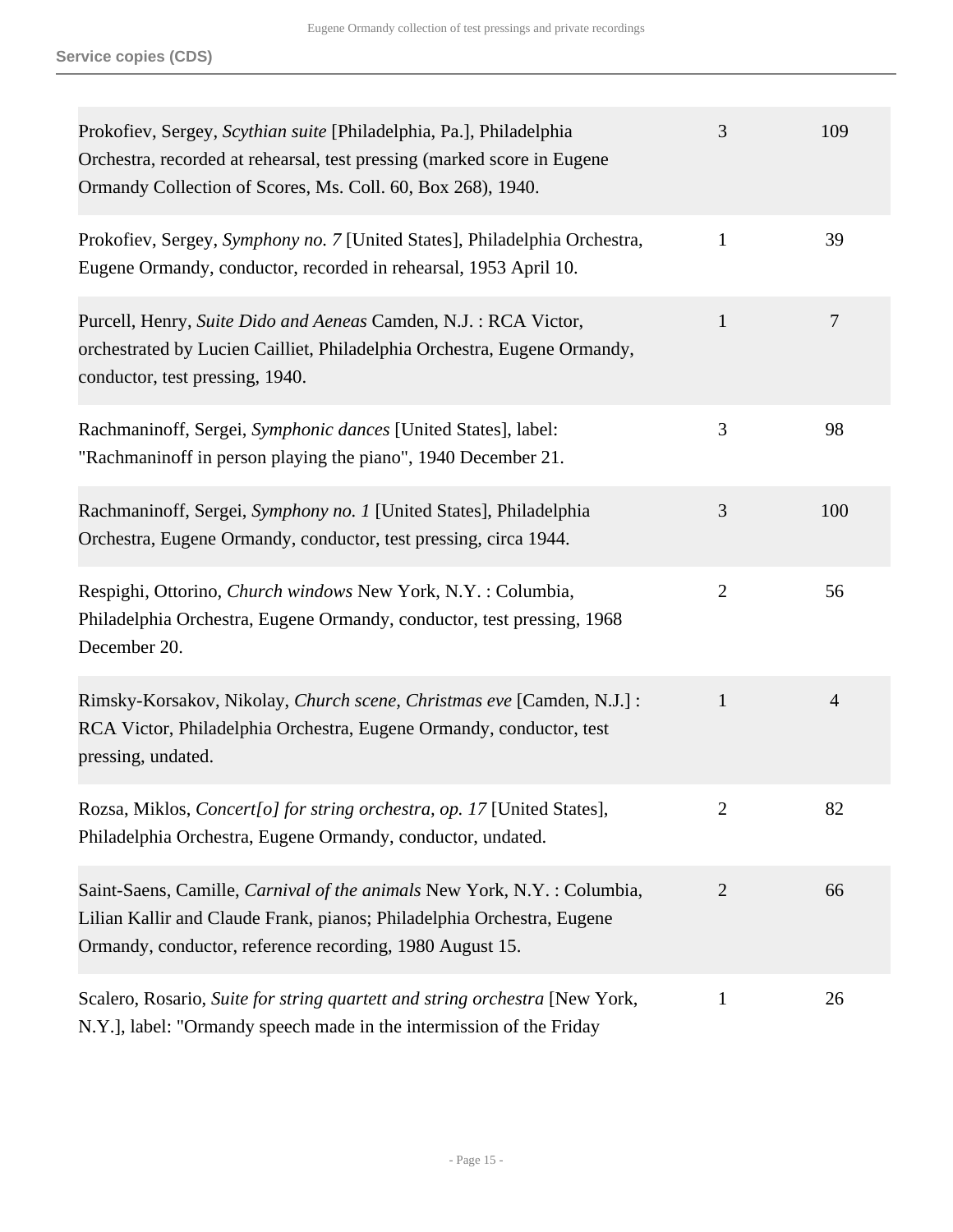## Service copies (CDS)

| | | |
|---|---|---|
| Prokofiev, Sergey, *Scythian suite* [Philadelphia, Pa.], Philadelphia Orchestra, recorded at rehearsal, test pressing (marked score in Eugene Ormandy Collection of Scores, Ms. Coll. 60, Box 268), 1940. | 3 | 109 |
| Prokofiev, Sergey, *Symphony no. 7* [United States], Philadelphia Orchestra, Eugene Ormandy, conductor, recorded in rehearsal, 1953 April 10. | 1 | 39 |
| Purcell, Henry, *Suite Dido and Aeneas* Camden, N.J. : RCA Victor, orchestrated by Lucien Cailliet, Philadelphia Orchestra, Eugene Ormandy, conductor, test pressing, 1940. | 1 | 7 |
| Rachmaninoff, Sergei, *Symphonic dances* [United States], label: "Rachmaninoff in person playing the piano", 1940 December 21. | 3 | 98 |
| Rachmaninoff, Sergei, *Symphony no. 1* [United States], Philadelphia Orchestra, Eugene Ormandy, conductor, test pressing, circa 1944. | 3 | 100 |
| Respighi, Ottorino, *Church windows* New York, N.Y. : Columbia, Philadelphia Orchestra, Eugene Ormandy, conductor, test pressing, 1968 December 20. | 2 | 56 |
| Rimsky-Korsakov, Nikolay, *Church scene, Christmas eve* [Camden, N.J.] : RCA Victor, Philadelphia Orchestra, Eugene Ormandy, conductor, test pressing, undated. | 1 | 4 |
| Rozsa, Miklos, *Concert[o] for string orchestra, op. 17* [United States], Philadelphia Orchestra, Eugene Ormandy, conductor, undated. | 2 | 82 |
| Saint-Saens, Camille, *Carnival of the animals* New York, N.Y. : Columbia, Lilian Kallir and Claude Frank, pianos; Philadelphia Orchestra, Eugene Ormandy, conductor, reference recording, 1980 August 15. | 2 | 66 |
| Scalero, Rosario, *Suite for string quartett and string orchestra* [New York, N.Y.], label: "Ormandy speech made in the intermission of the Friday | 1 | 26 |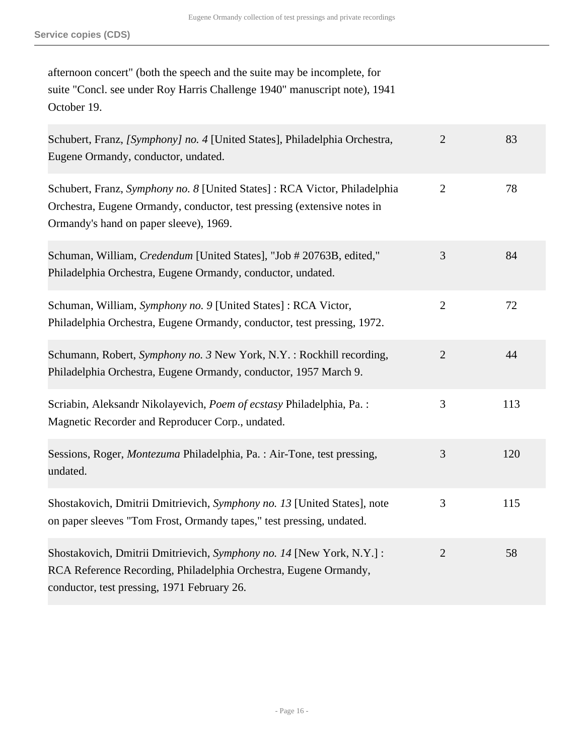afternoon concert" (both the speech and the suite may be incomplete, for suite "Concl. see under Roy Harris Challenge 1940" manuscript note), 1941 October 19.

| | | |
|---|---|---|
| Schubert, Franz, *[Symphony] no. 4* [United States], Philadelphia Orchestra, Eugene Ormandy, conductor, undated. | 2 | 83 |
| Schubert, Franz, *Symphony no. 8* [United States] : RCA Victor, Philadelphia Orchestra, Eugene Ormandy, conductor, test pressing (extensive notes in Ormandy's hand on paper sleeve), 1969. | 2 | 78 |
| Schuman, William, *Credendum* [United States], "Job # 20763B, edited," Philadelphia Orchestra, Eugene Ormandy, conductor, undated. | 3 | 84 |
| Schuman, William, *Symphony no. 9* [United States] : RCA Victor, Philadelphia Orchestra, Eugene Ormandy, conductor, test pressing, 1972. | 2 | 72 |
| Schumann, Robert, *Symphony no. 3* New York, N.Y. : Rockhill recording, Philadelphia Orchestra, Eugene Ormandy, conductor, 1957 March 9. | 2 | 44 |
| Scriabin, Aleksandr Nikolayevich, *Poem of ecstasy* Philadelphia, Pa. : Magnetic Recorder and Reproducer Corp., undated. | 3 | 113 |
| Sessions, Roger, *Montezuma* Philadelphia, Pa. : Air-Tone, test pressing, undated. | 3 | 120 |
| Shostakovich, Dmitrii Dmitrievich, *Symphony no. 13* [United States], note on paper sleeves "Tom Frost, Ormandy tapes," test pressing, undated. | 3 | 115 |
| Shostakovich, Dmitrii Dmitrievich, *Symphony no. 14* [New York, N.Y.] : RCA Reference Recording, Philadelphia Orchestra, Eugene Ormandy, conductor, test pressing, 1971 February 26. | 2 | 58 |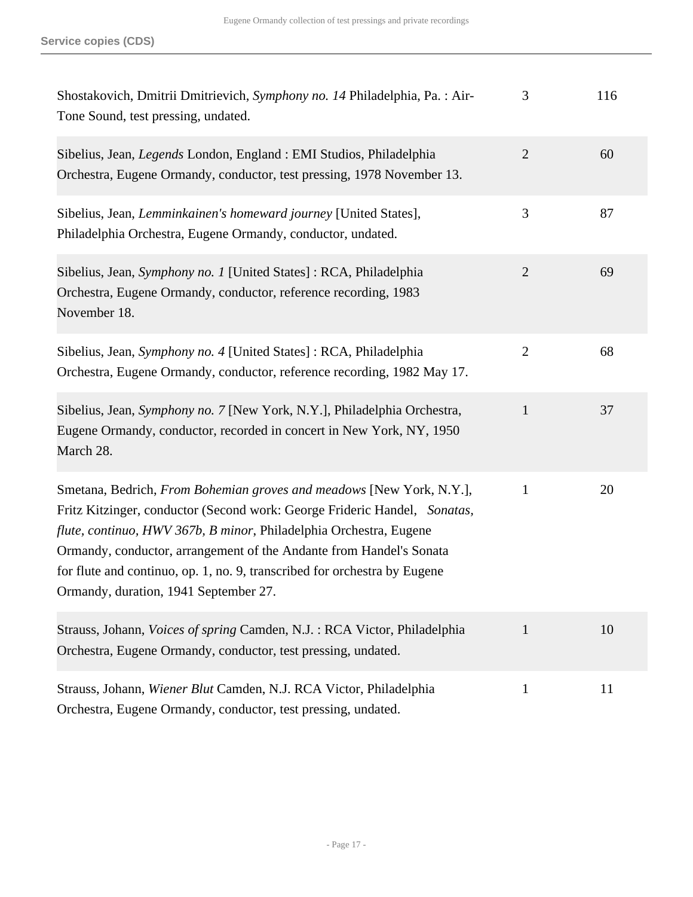**Service copies (CDS)**

| | | |
|---|---|---|
| Shostakovich, Dmitrii Dmitrievich, *Symphony no. 14* Philadelphia, Pa. : Air-Tone Sound, test pressing, undated. | 3 | 116 |
| Sibelius, Jean, *Legends* London, England : EMI Studios, Philadelphia Orchestra, Eugene Ormandy, conductor, test pressing, 1978 November 13. | 2 | 60 |
| Sibelius, Jean, *Lemminkainen's homeward journey* [United States], Philadelphia Orchestra, Eugene Ormandy, conductor, undated. | 3 | 87 |
| Sibelius, Jean, *Symphony no. 1* [United States] : RCA, Philadelphia Orchestra, Eugene Ormandy, conductor, reference recording, 1983 November 18. | 2 | 69 |
| Sibelius, Jean, *Symphony no. 4* [United States] : RCA, Philadelphia Orchestra, Eugene Ormandy, conductor, reference recording, 1982 May 17. | 2 | 68 |
| Sibelius, Jean, *Symphony no. 7* [New York, N.Y.], Philadelphia Orchestra, Eugene Ormandy, conductor, recorded in concert in New York, NY, 1950 March 28. | 1 | 37 |
| Smetana, Bedrich, *From Bohemian groves and meadows* [New York, N.Y.], Fritz Kitzinger, conductor (Second work: George Frideric Handel, *Sonatas, flute, continuo, HWV 367b, B minor*, Philadelphia Orchestra, Eugene Ormandy, conductor, arrangement of the Andante from Handel's Sonata for flute and continuo, op. 1, no. 9, transcribed for orchestra by Eugene Ormandy, duration, 1941 September 27. | 1 | 20 |
| Strauss, Johann, *Voices of spring* Camden, N.J. : RCA Victor, Philadelphia Orchestra, Eugene Ormandy, conductor, test pressing, undated. | 1 | 10 |
| Strauss, Johann, *Wiener Blut* Camden, N.J. RCA Victor, Philadelphia Orchestra, Eugene Ormandy, conductor, test pressing, undated. | 1 | 11 |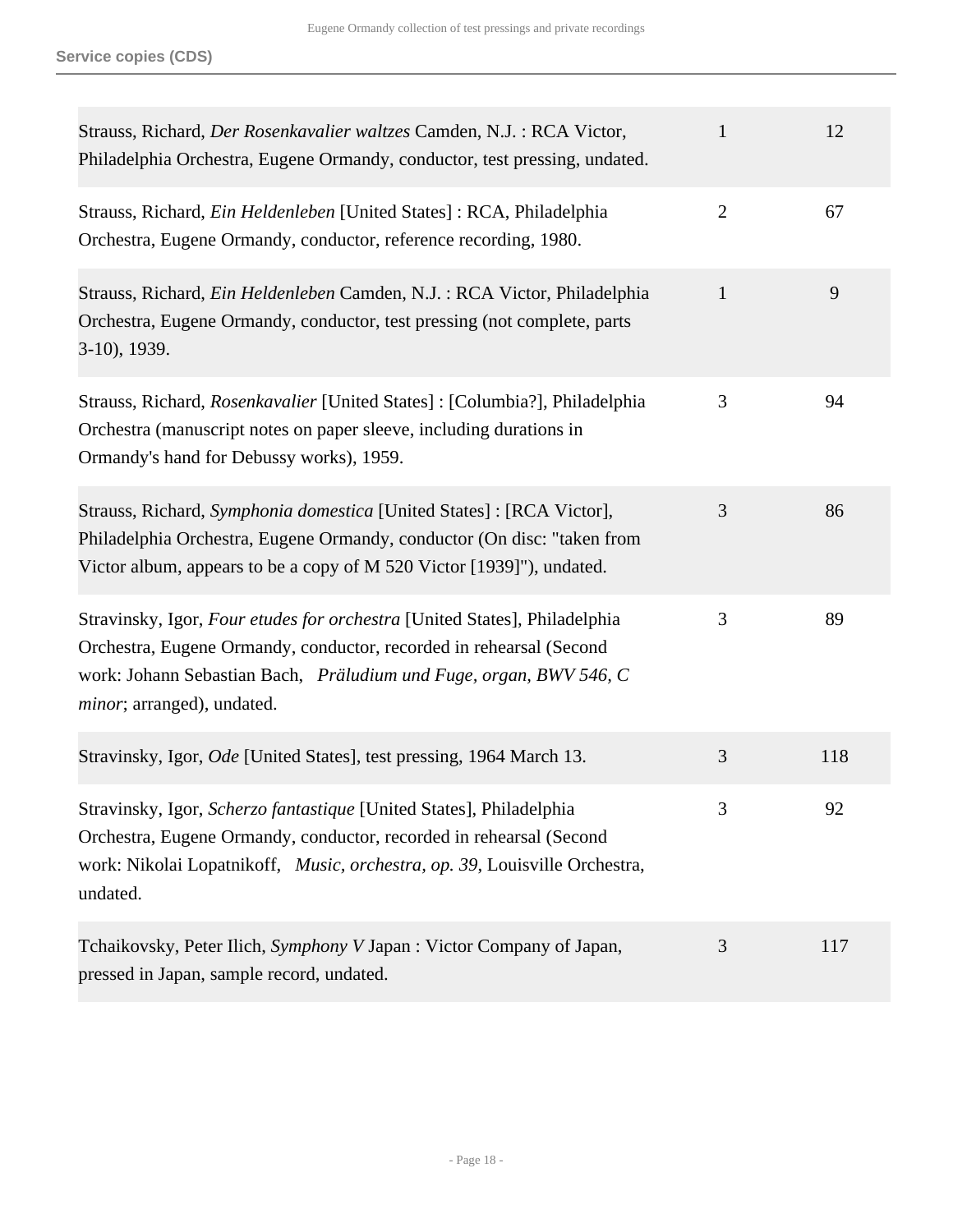Service copies (CDS)

| | | |
|---|---|---|
| Strauss, Richard, *Der Rosenkavalier waltzes* Camden, N.J. : RCA Victor, Philadelphia Orchestra, Eugene Ormandy, conductor, test pressing, undated. | 1 | 12 |
| Strauss, Richard, *Ein Heldenleben* [United States] : RCA, Philadelphia Orchestra, Eugene Ormandy, conductor, reference recording, 1980. | 2 | 67 |
| Strauss, Richard, *Ein Heldenleben* Camden, N.J. : RCA Victor, Philadelphia Orchestra, Eugene Ormandy, conductor, test pressing (not complete, parts 3-10), 1939. | 1 | 9 |
| Strauss, Richard, *Rosenkavalier* [United States] : [Columbia?], Philadelphia Orchestra (manuscript notes on paper sleeve, including durations in Ormandy's hand for Debussy works), 1959. | 3 | 94 |
| Strauss, Richard, *Symphonia domestica* [United States] : [RCA Victor], Philadelphia Orchestra, Eugene Ormandy, conductor (On disc: "taken from Victor album, appears to be a copy of M 520 Victor [1939]"), undated. | 3 | 86 |
| Stravinsky, Igor, *Four etudes for orchestra* [United States], Philadelphia Orchestra, Eugene Ormandy, conductor, recorded in rehearsal (Second work: Johann Sebastian Bach, *Präludium und Fuge, organ, BWV 546, C minor*; arranged), undated. | 3 | 89 |
| Stravinsky, Igor, *Ode* [United States], test pressing, 1964 March 13. | 3 | 118 |
| Stravinsky, Igor, *Scherzo fantastique* [United States], Philadelphia Orchestra, Eugene Ormandy, conductor, recorded in rehearsal (Second work: Nikolai Lopatnikoff, *Music, orchestra, op. 39*, Louisville Orchestra, undated. | 3 | 92 |
| Tchaikovsky, Peter Ilich, *Symphony V* Japan : Victor Company of Japan, pressed in Japan, sample record, undated. | 3 | 117 |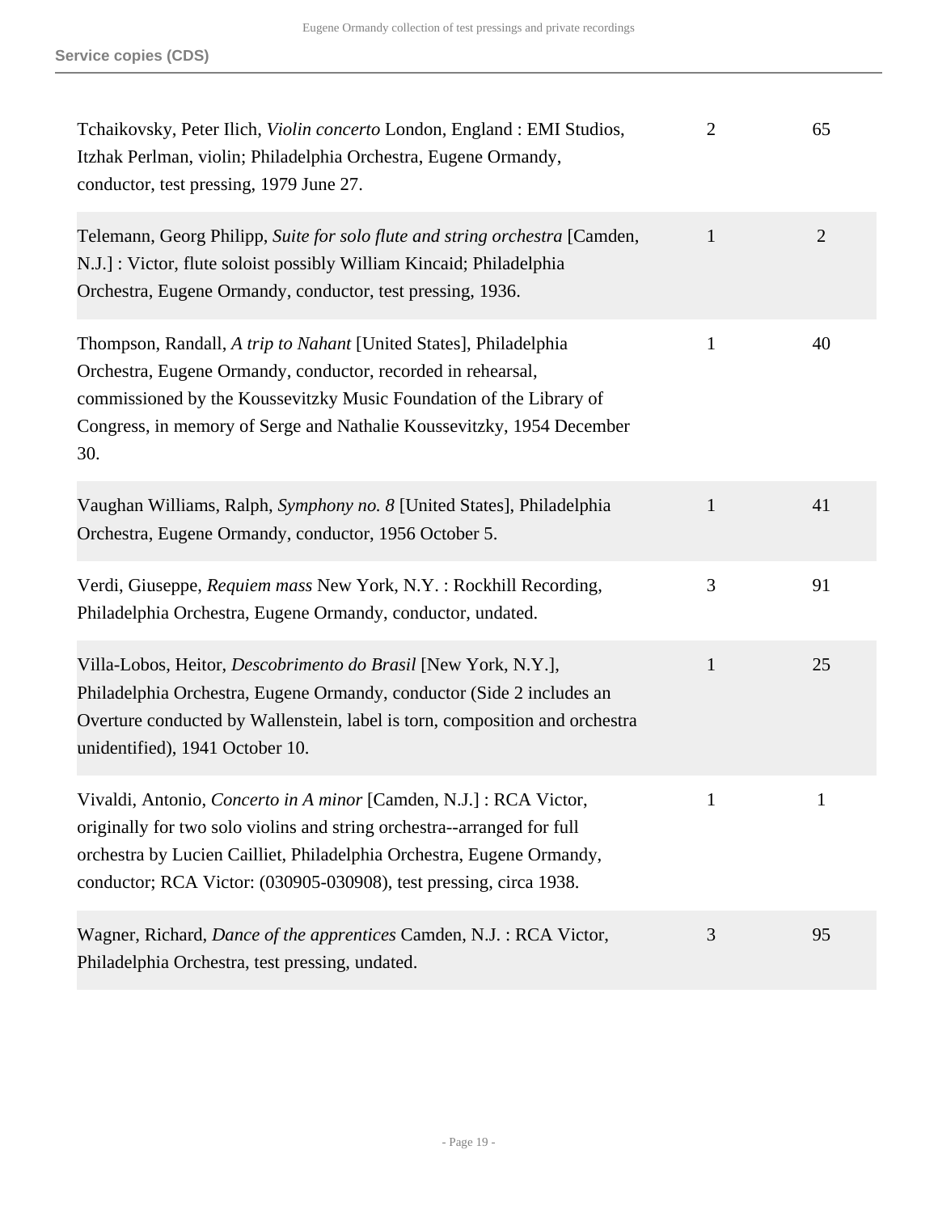| Description | Box | Item |
| --- | --- | --- |
| Tchaikovsky, Peter Ilich, *Violin concerto* London, England : EMI Studios, Itzhak Perlman, violin; Philadelphia Orchestra, Eugene Ormandy, conductor, test pressing, 1979 June 27. | 2 | 65 |
| Telemann, Georg Philipp, *Suite for solo flute and string orchestra* [Camden, N.J.] : Victor, flute soloist possibly William Kincaid; Philadelphia Orchestra, Eugene Ormandy, conductor, test pressing, 1936. | 1 | 2 |
| Thompson, Randall, *A trip to Nahant* [United States], Philadelphia Orchestra, Eugene Ormandy, conductor, recorded in rehearsal, commissioned by the Koussevitzky Music Foundation of the Library of Congress, in memory of Serge and Nathalie Koussevitzky, 1954 December 30. | 1 | 40 |
| Vaughan Williams, Ralph, *Symphony no. 8* [United States], Philadelphia Orchestra, Eugene Ormandy, conductor, 1956 October 5. | 1 | 41 |
| Verdi, Giuseppe, *Requiem mass* New York, N.Y. : Rockhill Recording, Philadelphia Orchestra, Eugene Ormandy, conductor, undated. | 3 | 91 |
| Villa-Lobos, Heitor, *Descobrimento do Brasil* [New York, N.Y.], Philadelphia Orchestra, Eugene Ormandy, conductor (Side 2 includes an Overture conducted by Wallenstein, label is torn, composition and orchestra unidentified), 1941 October 10. | 1 | 25 |
| Vivaldi, Antonio, *Concerto in A minor* [Camden, N.J.] : RCA Victor, originally for two solo violins and string orchestra--arranged for full orchestra by Lucien Cailliet, Philadelphia Orchestra, Eugene Ormandy, conductor; RCA Victor: (030905-030908), test pressing, circa 1938. | 1 | 1 |
| Wagner, Richard, *Dance of the apprentices* Camden, N.J. : RCA Victor, Philadelphia Orchestra, test pressing, undated. | 3 | 95 |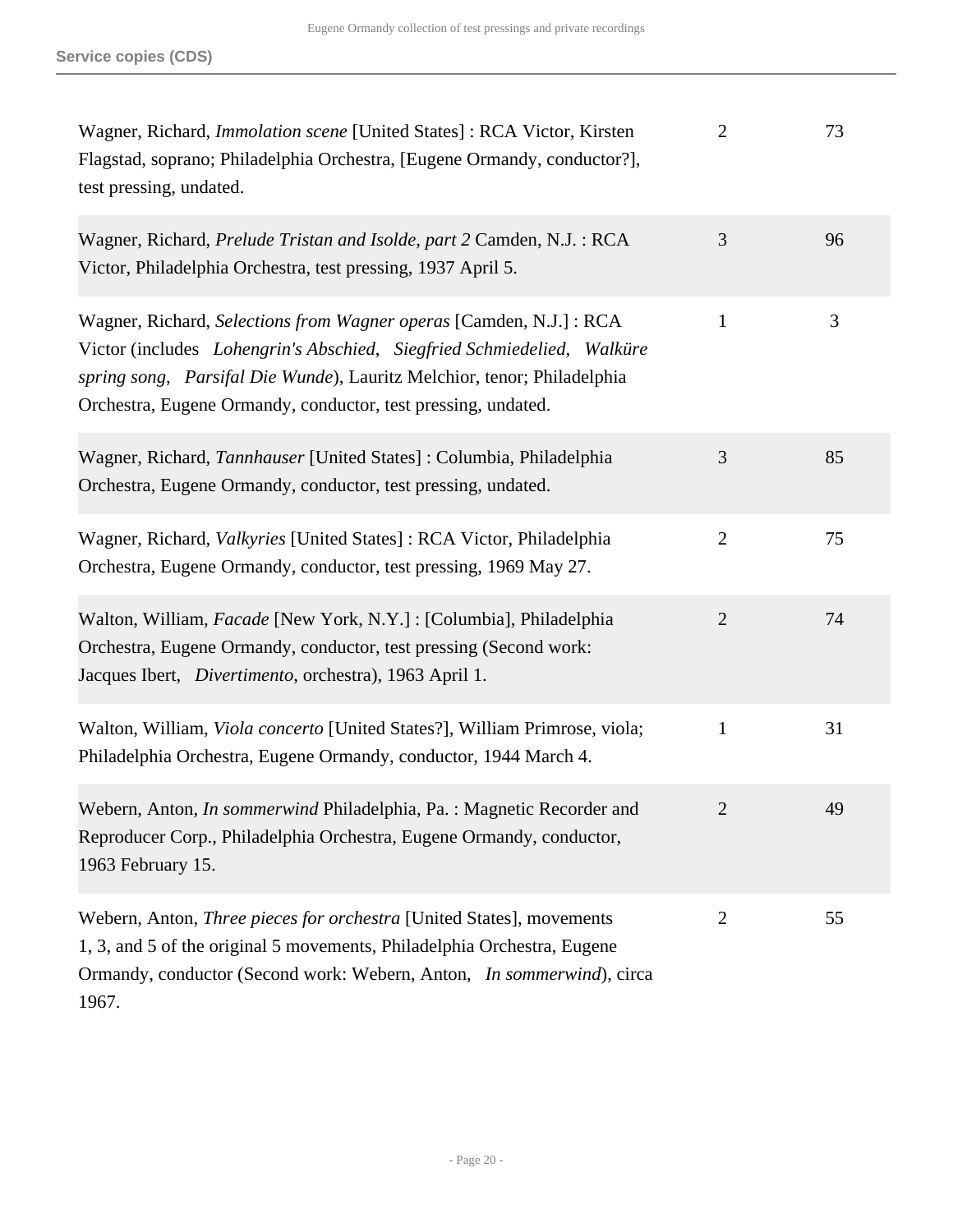Service copies (CDS)

| | | |
|---|---|---|
| Wagner, Richard, *Immolation scene* [United States] : RCA Victor, Kirsten Flagstad, soprano; Philadelphia Orchestra, [Eugene Ormandy, conductor?], test pressing, undated. | 2 | 73 |
| Wagner, Richard, *Prelude Tristan and Isolde, part 2* Camden, N.J. : RCA Victor, Philadelphia Orchestra, test pressing, 1937 April 5. | 3 | 96 |
| Wagner, Richard, *Selections from Wagner operas* [Camden, N.J.] : RCA Victor (includes *Lohengrin's Abschied*, *Siegfried Schmiedelied*, *Walküre spring song*, *Parsifal Die Wunde*), Lauritz Melchior, tenor; Philadelphia Orchestra, Eugene Ormandy, conductor, test pressing, undated. | 1 | 3 |
| Wagner, Richard, *Tannhauser* [United States] : Columbia, Philadelphia Orchestra, Eugene Ormandy, conductor, test pressing, undated. | 3 | 85 |
| Wagner, Richard, *Valkyries* [United States] : RCA Victor, Philadelphia Orchestra, Eugene Ormandy, conductor, test pressing, 1969 May 27. | 2 | 75 |
| Walton, William, *Facade* [New York, N.Y.] : [Columbia], Philadelphia Orchestra, Eugene Ormandy, conductor, test pressing (Second work: Jacques Ibert, *Divertimento*, orchestra), 1963 April 1. | 2 | 74 |
| Walton, William, *Viola concerto* [United States?], William Primrose, viola; Philadelphia Orchestra, Eugene Ormandy, conductor, 1944 March 4. | 1 | 31 |
| Webern, Anton, *In sommerwind* Philadelphia, Pa. : Magnetic Recorder and Reproducer Corp., Philadelphia Orchestra, Eugene Ormandy, conductor, 1963 February 15. | 2 | 49 |
| Webern, Anton, *Three pieces for orchestra* [United States], movements 1, 3, and 5 of the original 5 movements, Philadelphia Orchestra, Eugene Ormandy, conductor (Second work: Webern, Anton, *In sommerwind*), circa 1967. | 2 | 55 |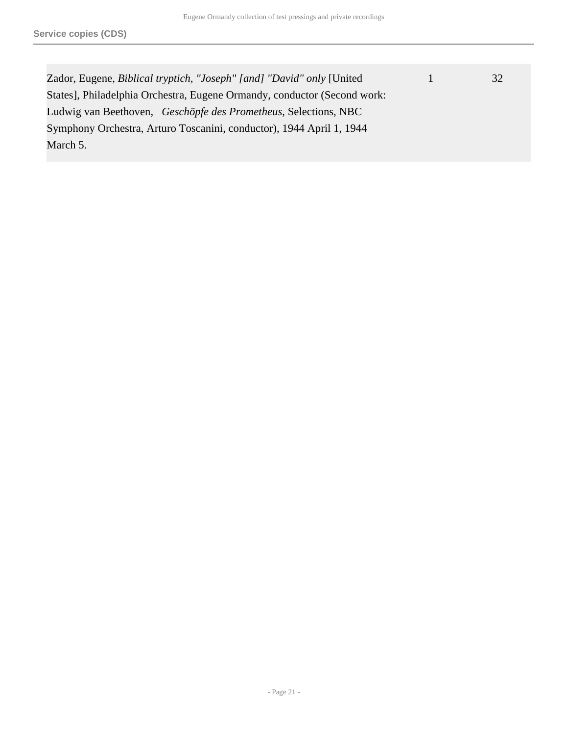**Service copies (CDS)**

| | | |
|---|---|---|
| Zador, Eugene, *Biblical tryptich, "Joseph" [and] "David" only* [United States], Philadelphia Orchestra, Eugene Ormandy, conductor (Second work: Ludwig van Beethoven, *Geschöpfe des Prometheus*, Selections, NBC Symphony Orchestra, Arturo Toscanini, conductor), 1944 April 1, 1944 March 5. | 1 | 32 |